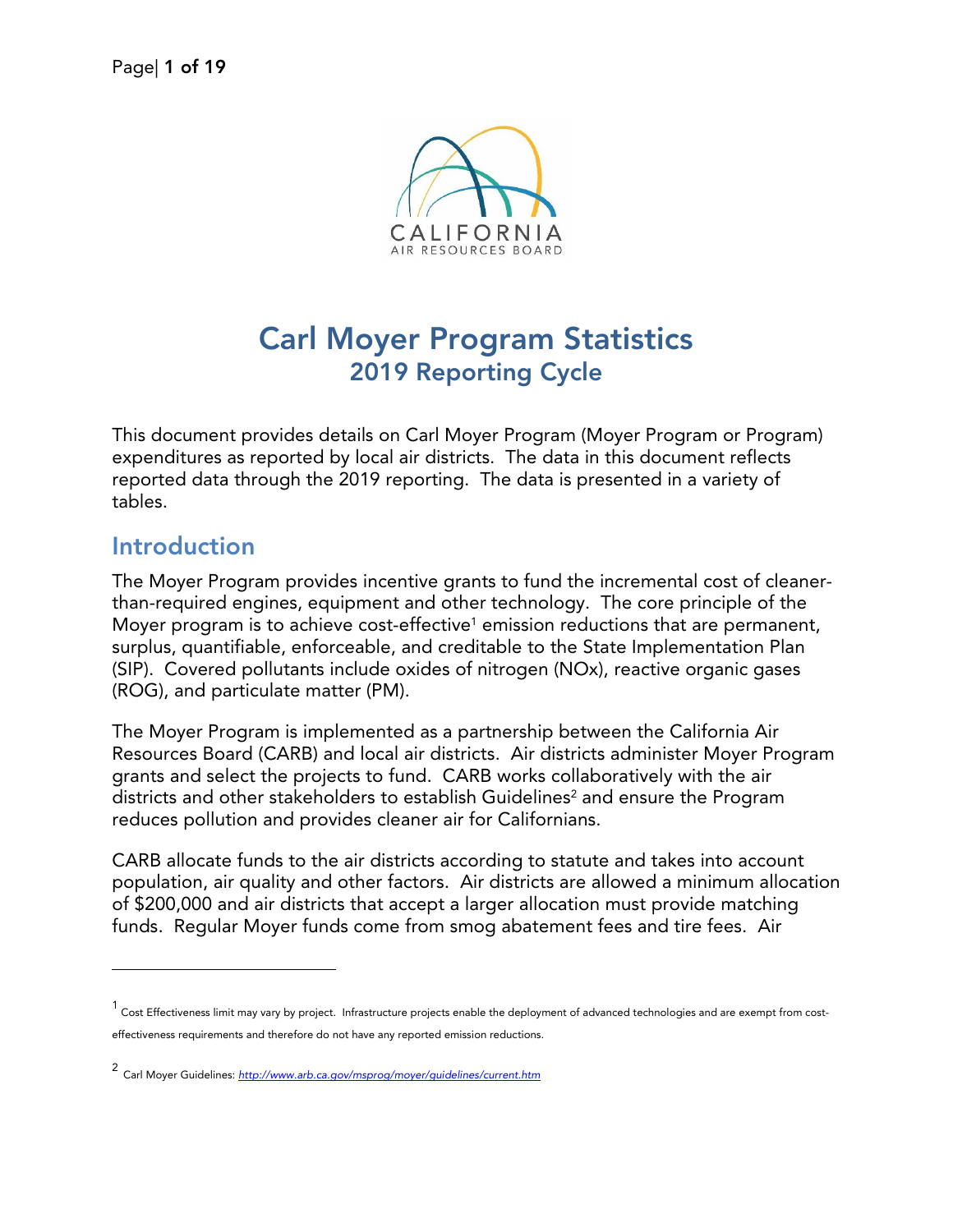# Carl Moyer Program Statistics

## 2019 Reporting Cycle

This document provides details on Carl Moyer Program (Moyer Program or Program) expenditures as reported by local air districts. The data in this document reflects reported data through the 2019 reporting. The data is presented in a variety of tables.

## Introduction

The Moyer Program provides incentive grants to fund the incremental cost of cleaner-than-required engines, equipment and other technology. The core principle of the Moyer program is to achieve cost-effective[1] emission reductions that are permanent, surplus, quantifiable, enforceable, and creditable to the State Implementation Plan (SIP). Covered pollutants include oxides of nitrogen (NOx), reactive organic gases (ROG), and particulate matter (PM).

The Moyer Program is implemented as a partnership between the California Air Resources Board (CARB) and local air districts. Air districts administer Moyer Program grants and select the projects to fund. CARB works collaboratively with the air districts and other stakeholders to establish Guidelines[2] and ensure the Program reduces pollution and provides cleaner air for Californians.

CARB allocate funds to the air districts according to statute and takes into account population, air quality and other factors. Air districts are allowed a minimum allocation of $200,000 and air districts that accept a larger allocation must provide matching funds. Regular Moyer funds come from smog abatement fees and tire fees. Air

---

[1] Cost Effectiveness limit may vary by project. Infrastructure projects enable the deployment of advanced technologies and are exempt from cost-effectiveness requirements and therefore do not have any reported emission reductions.

[2] Carl Moyer Guidelines: *http://www.arb.ca.gov/msprog/moyer/guidelines/current.htm*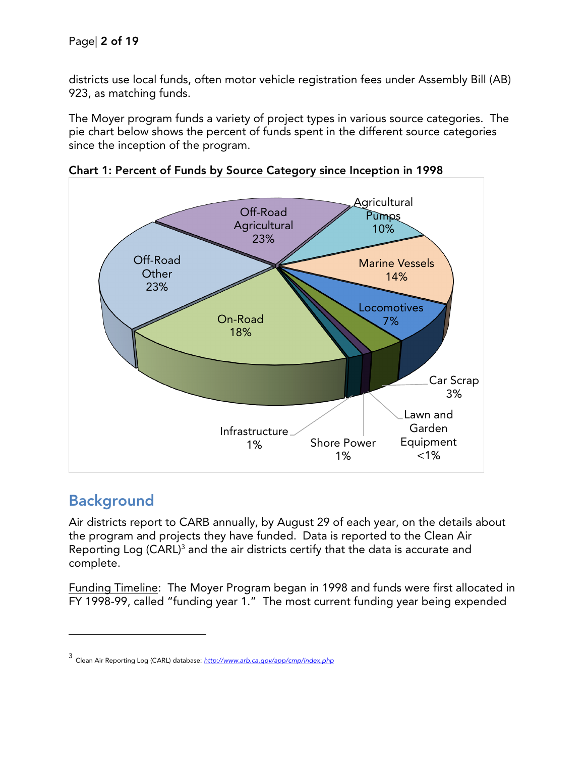districts use local funds, often motor vehicle registration fees under Assembly Bill (AB) 923, as matching funds.

The Moyer program funds a variety of project types in various source categories. The pie chart below shows the percent of funds spent in the different source categories since the inception of the program.

**Chart 1: Percent of Funds by Source Category since Inception in 1998**

| Source Category | Percent |
|---|---|
| Off-Road Agricultural | 23% |
| Agricultural Pumps | 10% |
| Marine Vessels | 14% |
| Locomotives | 7% |
| Car Scrap | 3% |
| Lawn and Garden Equipment | <1% |
| Shore Power | 1% |
| Infrastructure | 1% |
| On-Road | 18% |
| Off-Road Other | 23% |

## Background

Air districts report to CARB annually, by August 29 of each year, on the details about the program and projects they have funded. Data is reported to the Clean Air Reporting Log (CARL)[3] and the air districts certify that the data is accurate and complete.

Funding Timeline: The Moyer Program began in 1998 and funds were first allocated in FY 1998-99, called "funding year 1." The most current funding year being expended

---

[3] Clean Air Reporting Log (CARL) database: *http://www.arb.ca.gov/app/cmp/index.php*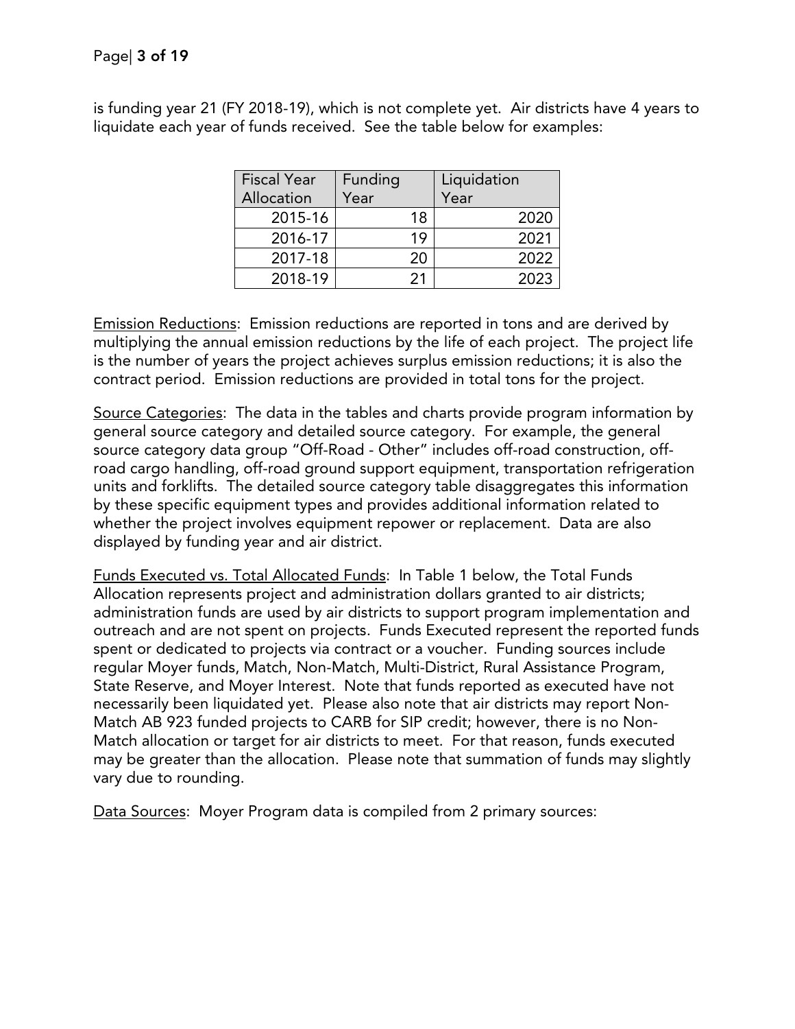is funding year 21 (FY 2018-19), which is not complete yet. Air districts have 4 years to liquidate each year of funds received. See the table below for examples:

| Fiscal Year Allocation | Funding Year | Liquidation Year |
|---|---|---|
| 2015-16 | 18 | 2020 |
| 2016-17 | 19 | 2021 |
| 2017-18 | 20 | 2022 |
| 2018-19 | 21 | 2023 |

<u>Emission Reductions</u>: Emission reductions are reported in tons and are derived by multiplying the annual emission reductions by the life of each project. The project life is the number of years the project achieves surplus emission reductions; it is also the contract period. Emission reductions are provided in total tons for the project.

<u>Source Categories</u>: The data in the tables and charts provide program information by general source category and detailed source category. For example, the general source category data group "Off-Road - Other" includes off-road construction, off-road cargo handling, off-road ground support equipment, transportation refrigeration units and forklifts. The detailed source category table disaggregates this information by these specific equipment types and provides additional information related to whether the project involves equipment repower or replacement. Data are also displayed by funding year and air district.

<u>Funds Executed vs. Total Allocated Funds</u>: In Table 1 below, the Total Funds Allocation represents project and administration dollars granted to air districts; administration funds are used by air districts to support program implementation and outreach and are not spent on projects. Funds Executed represent the reported funds spent or dedicated to projects via contract or a voucher. Funding sources include regular Moyer funds, Match, Non-Match, Multi-District, Rural Assistance Program, State Reserve, and Moyer Interest. Note that funds reported as executed have not necessarily been liquidated yet. Please also note that air districts may report Non-Match AB 923 funded projects to CARB for SIP credit; however, there is no Non-Match allocation or target for air districts to meet. For that reason, funds executed may be greater than the allocation. Please note that summation of funds may slightly vary due to rounding.

<u>Data Sources</u>: Moyer Program data is compiled from 2 primary sources: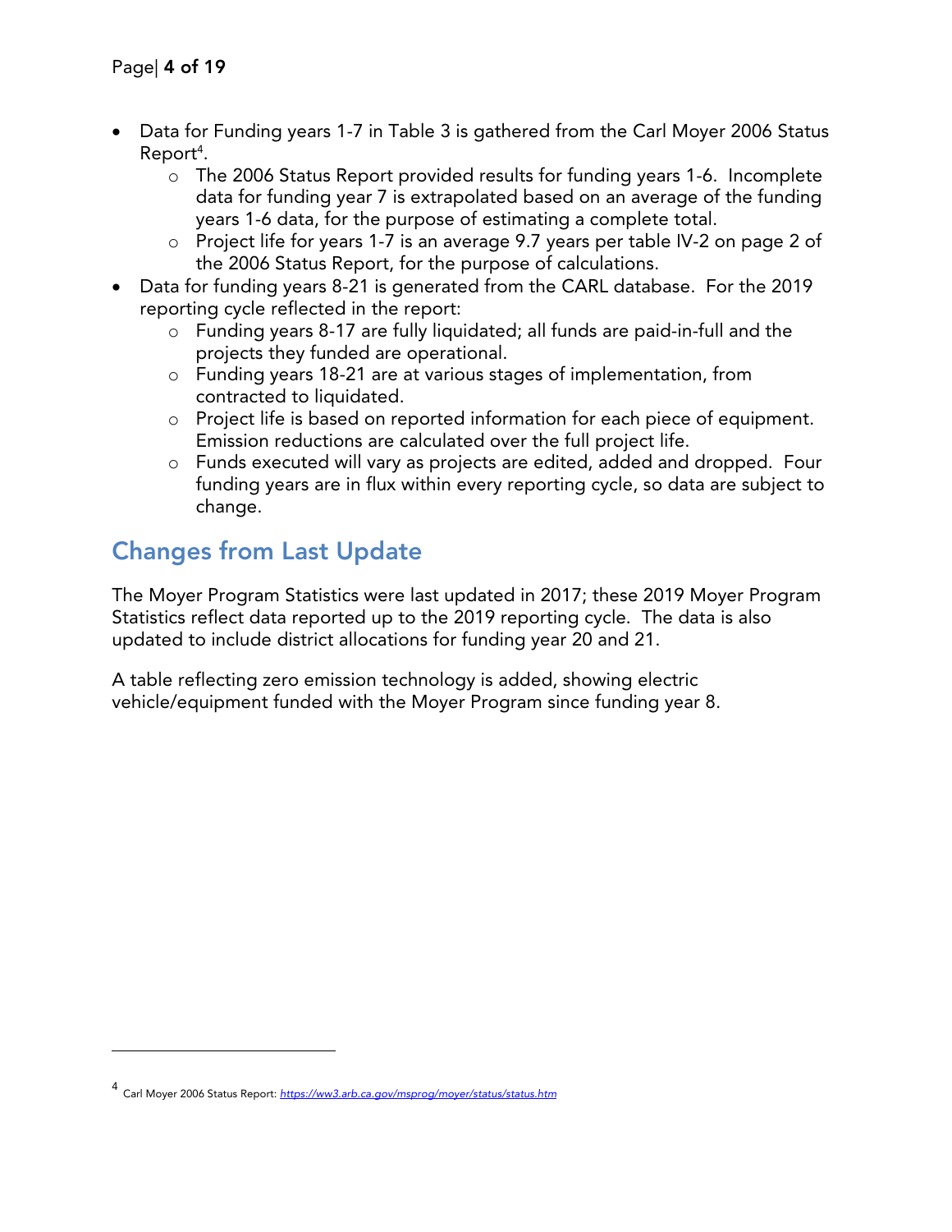- Data for Funding years 1-7 in Table 3 is gathered from the Carl Moyer 2006 Status Report[4].
  - The 2006 Status Report provided results for funding years 1-6. Incomplete data for funding year 7 is extrapolated based on an average of the funding years 1-6 data, for the purpose of estimating a complete total.
  - Project life for years 1-7 is an average 9.7 years per table IV-2 on page 2 of the 2006 Status Report, for the purpose of calculations.
- Data for funding years 8-21 is generated from the CARL database. For the 2019 reporting cycle reflected in the report:
  - Funding years 8-17 are fully liquidated; all funds are paid-in-full and the projects they funded are operational.
  - Funding years 18-21 are at various stages of implementation, from contracted to liquidated.
  - Project life is based on reported information for each piece of equipment. Emission reductions are calculated over the full project life.
  - Funds executed will vary as projects are edited, added and dropped. Four funding years are in flux within every reporting cycle, so data are subject to change.

## Changes from Last Update

The Moyer Program Statistics were last updated in 2017; these 2019 Moyer Program Statistics reflect data reported up to the 2019 reporting cycle. The data is also updated to include district allocations for funding year 20 and 21.

A table reflecting zero emission technology is added, showing electric vehicle/equipment funded with the Moyer Program since funding year 8.

---

[4] Carl Moyer 2006 Status Report: *https://ww3.arb.ca.gov/msprog/moyer/status/status.htm*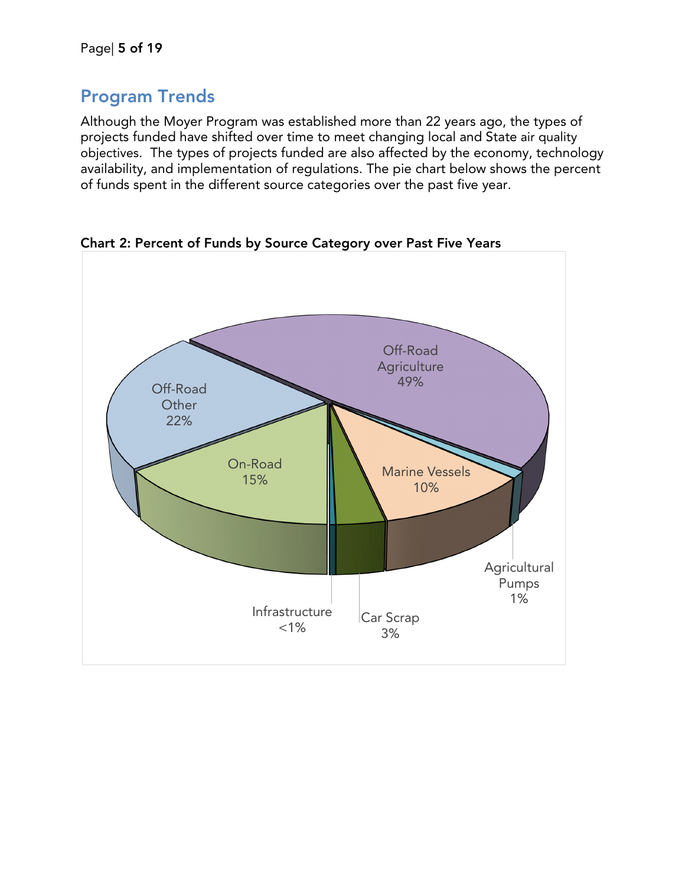## Program Trends

Although the Moyer Program was established more than 22 years ago, the types of projects funded have shifted over time to meet changing local and State air quality objectives. The types of projects funded are also affected by the economy, technology availability, and implementation of regulations. The pie chart below shows the percent of funds spent in the different source categories over the past five year.

**Chart 2: Percent of Funds by Source Category over Past Five Years**

| Source Category | Percent |
| --- | --- |
| Off-Road Agriculture | 49% |
| Off-Road Other | 22% |
| On-Road | 15% |
| Marine Vessels | 10% |
| Car Scrap | 3% |
| Agricultural Pumps | 1% |
| Infrastructure | <1% |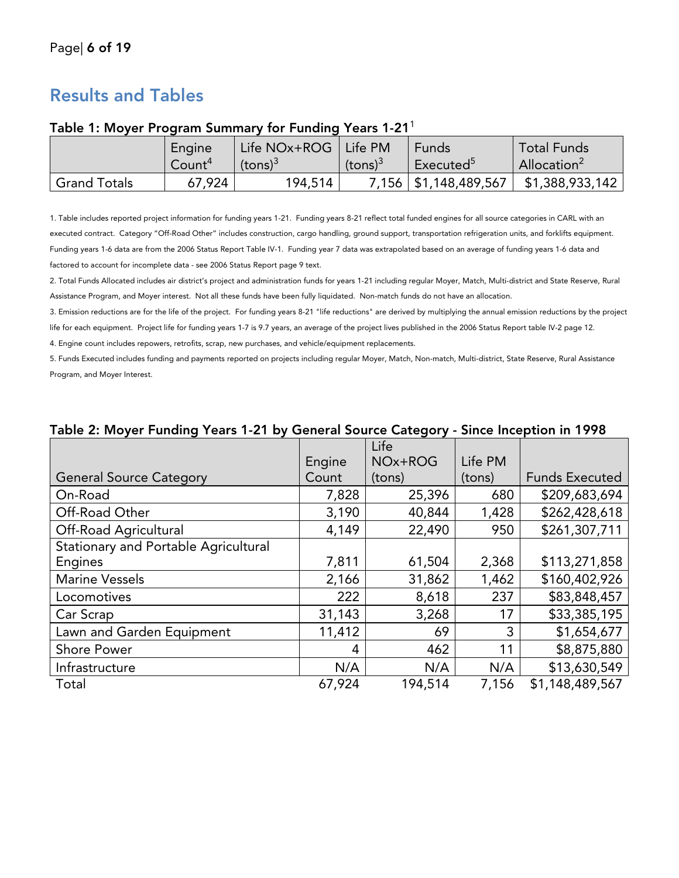## Results and Tables

### Table 1: Moyer Program Summary for Funding Years 1-21[1]

| | Engine Count[4] | Life NOx+ROG (tons)[3] | Life PM (tons)[3] | Funds Executed[5] | Total Funds Allocation[2] |
|---|---|---|---|---|---|
| Grand Totals | 67,924 | 194,514 | 7,156 | $1,148,489,567 | $1,388,933,142 |

1. Table includes reported project information for funding years 1-21. Funding years 8-21 reflect total funded engines for all source categories in CARL with an executed contract. Category "Off-Road Other" includes construction, cargo handling, ground support, transportation refrigeration units, and forklifts equipment. Funding years 1-6 data are from the 2006 Status Report Table IV-1. Funding year 7 data was extrapolated based on an average of funding years 1-6 data and factored to account for incomplete data - see 2006 Status Report page 9 text.

2. Total Funds Allocated includes air district's project and administration funds for years 1-21 including regular Moyer, Match, Multi-district and State Reserve, Rural Assistance Program, and Moyer interest. Not all these funds have been fully liquidated. Non-match funds do not have an allocation.

3. Emission reductions are for the life of the project. For funding years 8-21 "life reductions" are derived by multiplying the annual emission reductions by the project life for each equipment. Project life for funding years 1-7 is 9.7 years, an average of the project lives published in the 2006 Status Report table IV-2 page 12.

4. Engine count includes repowers, retrofits, scrap, new purchases, and vehicle/equipment replacements.

5. Funds Executed includes funding and payments reported on projects including regular Moyer, Match, Non-match, Multi-district, State Reserve, Rural Assistance Program, and Moyer Interest.

### Table 2: Moyer Funding Years 1-21 by General Source Category - Since Inception in 1998

| General Source Category | Engine Count | Life NOx+ROG (tons) | Life PM (tons) | Funds Executed |
|---|---|---|---|---|
| On-Road | 7,828 | 25,396 | 680 | $209,683,694 |
| Off-Road Other | 3,190 | 40,844 | 1,428 | $262,428,618 |
| Off-Road Agricultural | 4,149 | 22,490 | 950 | $261,307,711 |
| Stationary and Portable Agricultural Engines | 7,811 | 61,504 | 2,368 | $113,271,858 |
| Marine Vessels | 2,166 | 31,862 | 1,462 | $160,402,926 |
| Locomotives | 222 | 8,618 | 237 | $83,848,457 |
| Car Scrap | 31,143 | 3,268 | 17 | $33,385,195 |
| Lawn and Garden Equipment | 11,412 | 69 | 3 | $1,654,677 |
| Shore Power | 4 | 462 | 11 | $8,875,880 |
| Infrastructure | N/A | N/A | N/A | $13,630,549 |
| Total | 67,924 | 194,514 | 7,156 | $1,148,489,567 |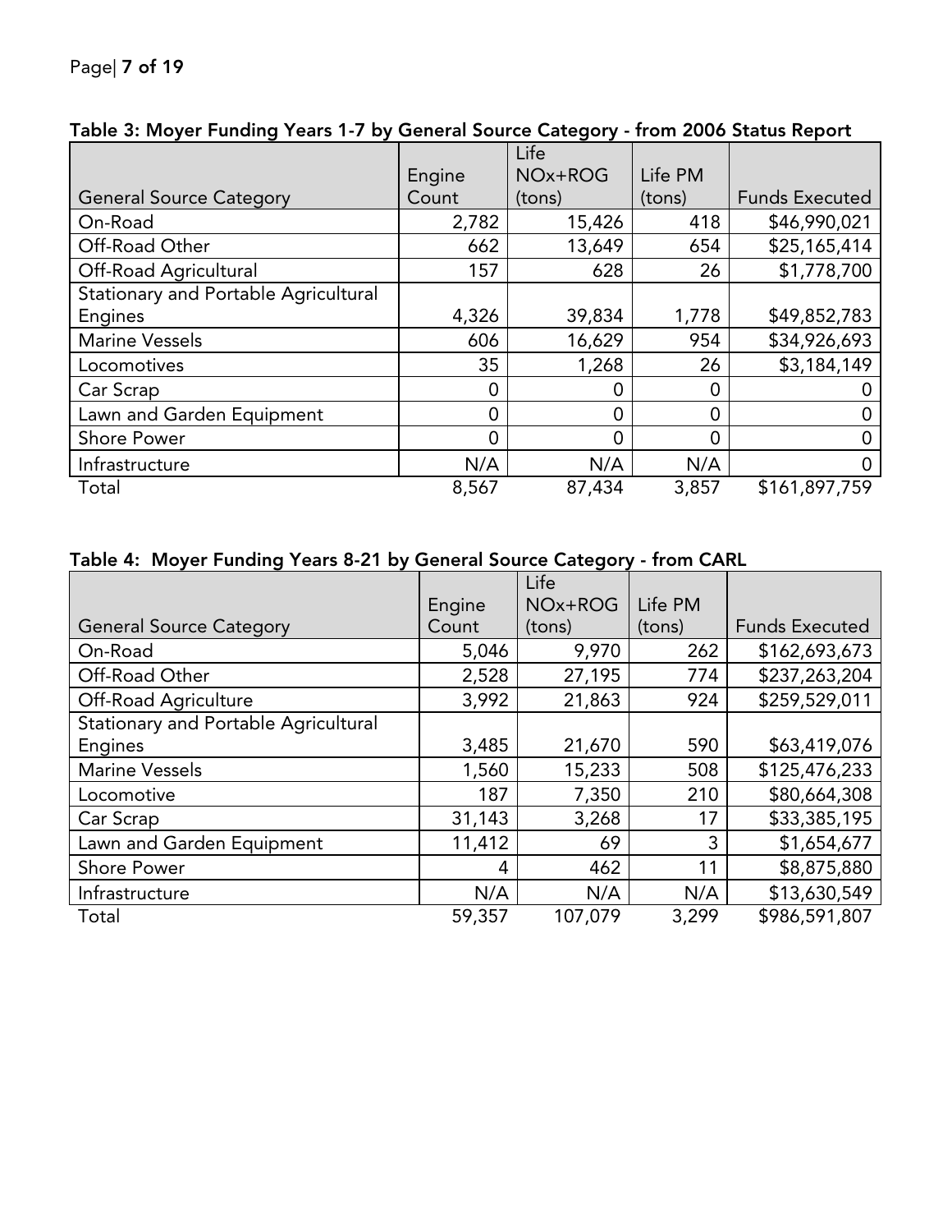**Table 3: Moyer Funding Years 1-7 by General Source Category - from 2006 Status Report**

| General Source Category | Engine Count | Life NOx+ROG (tons) | Life PM (tons) | Funds Executed |
|---|---|---|---|---|
| On-Road | 2,782 | 15,426 | 418 | $46,990,021 |
| Off-Road Other | 662 | 13,649 | 654 | $25,165,414 |
| Off-Road Agricultural | 157 | 628 | 26 | $1,778,700 |
| Stationary and Portable Agricultural Engines | 4,326 | 39,834 | 1,778 | $49,852,783 |
| Marine Vessels | 606 | 16,629 | 954 | $34,926,693 |
| Locomotives | 35 | 1,268 | 26 | $3,184,149 |
| Car Scrap | 0 | 0 | 0 | 0 |
| Lawn and Garden Equipment | 0 | 0 | 0 | 0 |
| Shore Power | 0 | 0 | 0 | 0 |
| Infrastructure | N/A | N/A | N/A | 0 |
| Total | 8,567 | 87,434 | 3,857 | $161,897,759 |

**Table 4: Moyer Funding Years 8-21 by General Source Category - from CARL**

| General Source Category | Engine Count | Life NOx+ROG (tons) | Life PM (tons) | Funds Executed |
|---|---|---|---|---|
| On-Road | 5,046 | 9,970 | 262 | $162,693,673 |
| Off-Road Other | 2,528 | 27,195 | 774 | $237,263,204 |
| Off-Road Agriculture | 3,992 | 21,863 | 924 | $259,529,011 |
| Stationary and Portable Agricultural Engines | 3,485 | 21,670 | 590 | $63,419,076 |
| Marine Vessels | 1,560 | 15,233 | 508 | $125,476,233 |
| Locomotive | 187 | 7,350 | 210 | $80,664,308 |
| Car Scrap | 31,143 | 3,268 | 17 | $33,385,195 |
| Lawn and Garden Equipment | 11,412 | 69 | 3 | $1,654,677 |
| Shore Power | 4 | 462 | 11 | $8,875,880 |
| Infrastructure | N/A | N/A | N/A | $13,630,549 |
| Total | 59,357 | 107,079 | 3,299 | $986,591,807 |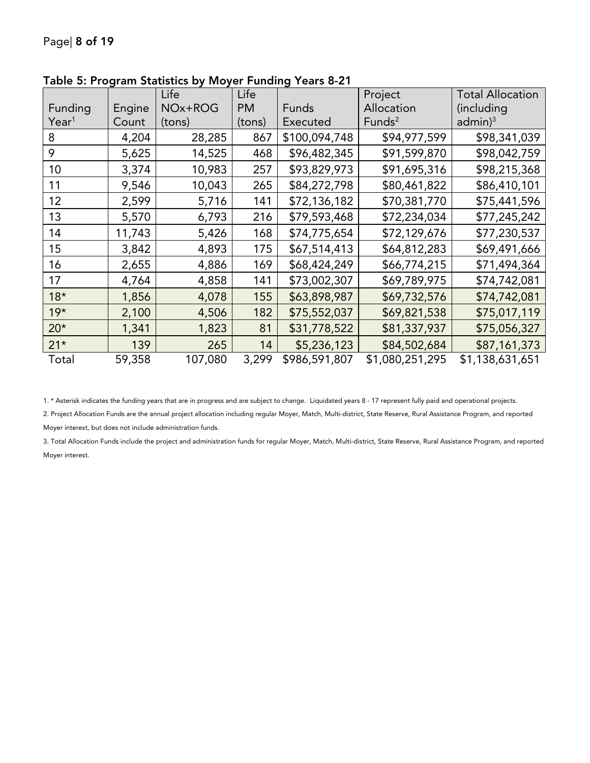**Table 5: Program Statistics by Moyer Funding Years 8-21**

| Funding Year[1] | Engine Count | Life NOx+ROG (tons) | Life PM (tons) | Funds Executed | Project Allocation Funds[2] | Total Allocation (including admin)[3] |
|---|---|---|---|---|---|---|
| 8 | 4,204 | 28,285 | 867 | $100,094,748 | $94,977,599 | $98,341,039 |
| 9 | 5,625 | 14,525 | 468 | $96,482,345 | $91,599,870 | $98,042,759 |
| 10 | 3,374 | 10,983 | 257 | $93,829,973 | $91,695,316 | $98,215,368 |
| 11 | 9,546 | 10,043 | 265 | $84,272,798 | $80,461,822 | $86,410,101 |
| 12 | 2,599 | 5,716 | 141 | $72,136,182 | $70,381,770 | $75,441,596 |
| 13 | 5,570 | 6,793 | 216 | $79,593,468 | $72,234,034 | $77,245,242 |
| 14 | 11,743 | 5,426 | 168 | $74,775,654 | $72,129,676 | $77,230,537 |
| 15 | 3,842 | 4,893 | 175 | $67,514,413 | $64,812,283 | $69,491,666 |
| 16 | 2,655 | 4,886 | 169 | $68,424,249 | $66,774,215 | $71,494,364 |
| 17 | 4,764 | 4,858 | 141 | $73,002,307 | $69,789,975 | $74,742,081 |
| 18* | 1,856 | 4,078 | 155 | $63,898,987 | $69,732,576 | $74,742,081 |
| 19* | 2,100 | 4,506 | 182 | $75,552,037 | $69,821,538 | $75,017,119 |
| 20* | 1,341 | 1,823 | 81 | $31,778,522 | $81,337,937 | $75,056,327 |
| 21* | 139 | 265 | 14 | $5,236,123 | $84,502,684 | $87,161,373 |
| Total | 59,358 | 107,080 | 3,299 | $986,591,807 | $1,080,251,295 | $1,138,631,651 |

1. * Asterisk indicates the funding years that are in progress and are subject to change. Liquidated years 8 - 17 represent fully paid and operational projects.

2. Project Allocation Funds are the annual project allocation including regular Moyer, Match, Multi-district, State Reserve, Rural Assistance Program, and reported Moyer interest, but does not include administration funds.

3. Total Allocation Funds include the project and administration funds for regular Moyer, Match, Multi-district, State Reserve, Rural Assistance Program, and reported Moyer interest.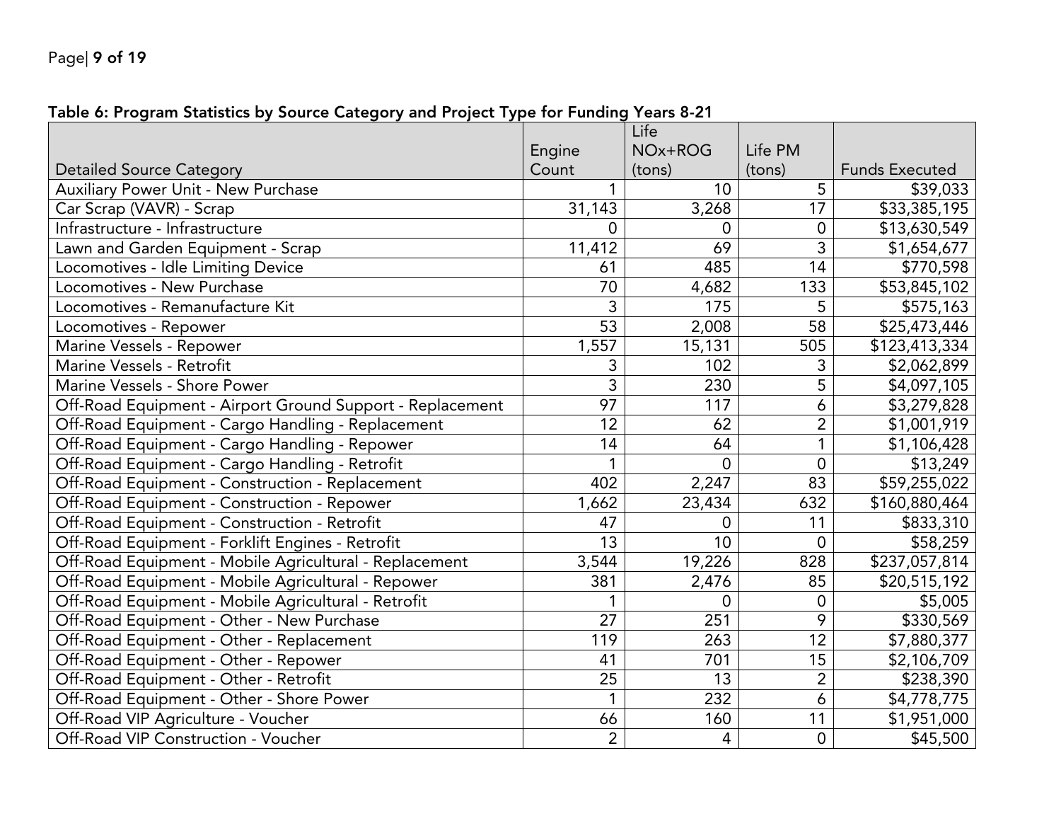**Table 6: Program Statistics by Source Category and Project Type for Funding Years 8-21**

| Detailed Source Category | Engine Count | Life NOx+ROG (tons) | Life PM (tons) | Funds Executed |
|---|---|---|---|---|
| Auxiliary Power Unit - New Purchase | 1 | 10 | 5 | $39,033 |
| Car Scrap (VAVR) - Scrap | 31,143 | 3,268 | 17 | $33,385,195 |
| Infrastructure - Infrastructure | 0 | 0 | 0 | $13,630,549 |
| Lawn and Garden Equipment - Scrap | 11,412 | 69 | 3 | $1,654,677 |
| Locomotives - Idle Limiting Device | 61 | 485 | 14 | $770,598 |
| Locomotives - New Purchase | 70 | 4,682 | 133 | $53,845,102 |
| Locomotives - Remanufacture Kit | 3 | 175 | 5 | $575,163 |
| Locomotives - Repower | 53 | 2,008 | 58 | $25,473,446 |
| Marine Vessels - Repower | 1,557 | 15,131 | 505 | $123,413,334 |
| Marine Vessels - Retrofit | 3 | 102 | 3 | $2,062,899 |
| Marine Vessels - Shore Power | 3 | 230 | 5 | $4,097,105 |
| Off-Road Equipment - Airport Ground Support - Replacement | 97 | 117 | 6 | $3,279,828 |
| Off-Road Equipment - Cargo Handling - Replacement | 12 | 62 | 2 | $1,001,919 |
| Off-Road Equipment - Cargo Handling - Repower | 14 | 64 | 1 | $1,106,428 |
| Off-Road Equipment - Cargo Handling - Retrofit | 1 | 0 | 0 | $13,249 |
| Off-Road Equipment - Construction - Replacement | 402 | 2,247 | 83 | $59,255,022 |
| Off-Road Equipment - Construction - Repower | 1,662 | 23,434 | 632 | $160,880,464 |
| Off-Road Equipment - Construction - Retrofit | 47 | 0 | 11 | $833,310 |
| Off-Road Equipment - Forklift Engines - Retrofit | 13 | 10 | 0 | $58,259 |
| Off-Road Equipment - Mobile Agricultural - Replacement | 3,544 | 19,226 | 828 | $237,057,814 |
| Off-Road Equipment - Mobile Agricultural - Repower | 381 | 2,476 | 85 | $20,515,192 |
| Off-Road Equipment - Mobile Agricultural - Retrofit | 1 | 0 | 0 | $5,005 |
| Off-Road Equipment - Other - New Purchase | 27 | 251 | 9 | $330,569 |
| Off-Road Equipment - Other - Replacement | 119 | 263 | 12 | $7,880,377 |
| Off-Road Equipment - Other - Repower | 41 | 701 | 15 | $2,106,709 |
| Off-Road Equipment - Other - Retrofit | 25 | 13 | 2 | $238,390 |
| Off-Road Equipment - Other - Shore Power | 1 | 232 | 6 | $4,778,775 |
| Off-Road VIP Agriculture - Voucher | 66 | 160 | 11 | $1,951,000 |
| Off-Road VIP Construction - Voucher | 2 | 4 | 0 | $45,500 |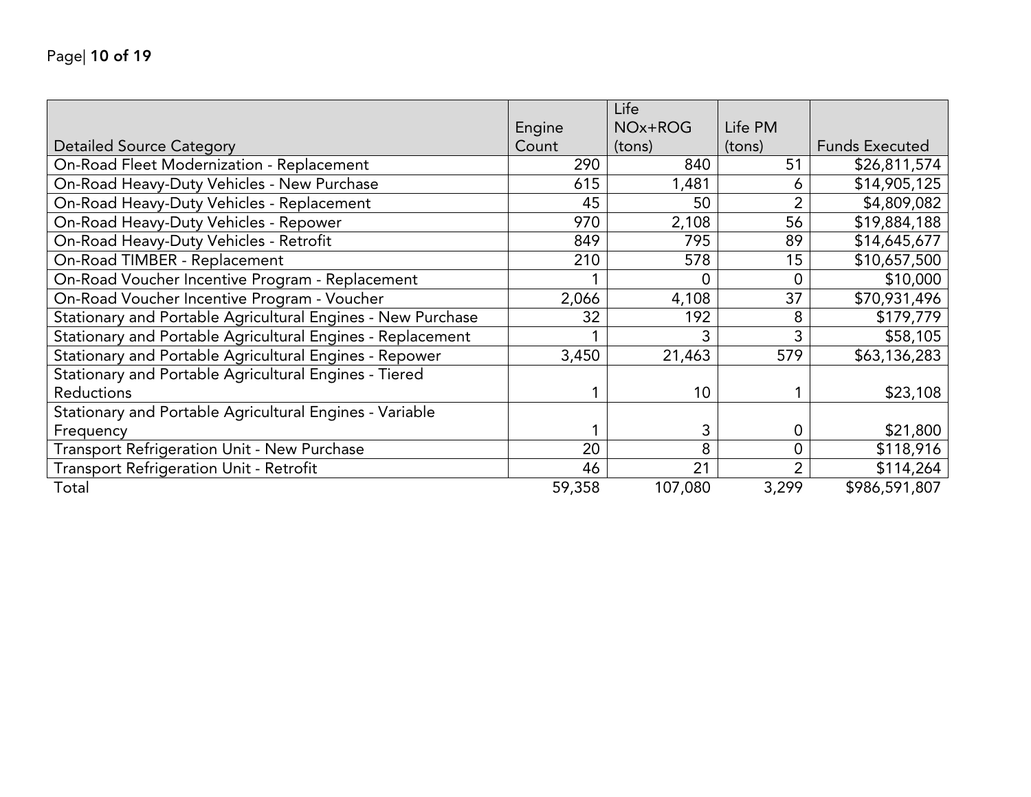| Detailed Source Category | Engine Count | Life NOx+ROG (tons) | Life PM (tons) | Funds Executed |
|---|---|---|---|---|
| On-Road Fleet Modernization - Replacement | 290 | 840 | 51 | $26,811,574 |
| On-Road Heavy-Duty Vehicles - New Purchase | 615 | 1,481 | 6 | $14,905,125 |
| On-Road Heavy-Duty Vehicles - Replacement | 45 | 50 | 2 | $4,809,082 |
| On-Road Heavy-Duty Vehicles - Repower | 970 | 2,108 | 56 | $19,884,188 |
| On-Road Heavy-Duty Vehicles - Retrofit | 849 | 795 | 89 | $14,645,677 |
| On-Road TIMBER - Replacement | 210 | 578 | 15 | $10,657,500 |
| On-Road Voucher Incentive Program - Replacement | 1 | 0 | 0 | $10,000 |
| On-Road Voucher Incentive Program - Voucher | 2,066 | 4,108 | 37 | $70,931,496 |
| Stationary and Portable Agricultural Engines - New Purchase | 32 | 192 | 8 | $179,779 |
| Stationary and Portable Agricultural Engines - Replacement | 1 | 3 | 3 | $58,105 |
| Stationary and Portable Agricultural Engines - Repower | 3,450 | 21,463 | 579 | $63,136,283 |
| Stationary and Portable Agricultural Engines - Tiered Reductions | 1 | 10 | 1 | $23,108 |
| Stationary and Portable Agricultural Engines - Variable Frequency | 1 | 3 | 0 | $21,800 |
| Transport Refrigeration Unit - New Purchase | 20 | 8 | 0 | $118,916 |
| Transport Refrigeration Unit - Retrofit | 46 | 21 | 2 | $114,264 |
| Total | 59,358 | 107,080 | 3,299 | $986,591,807 |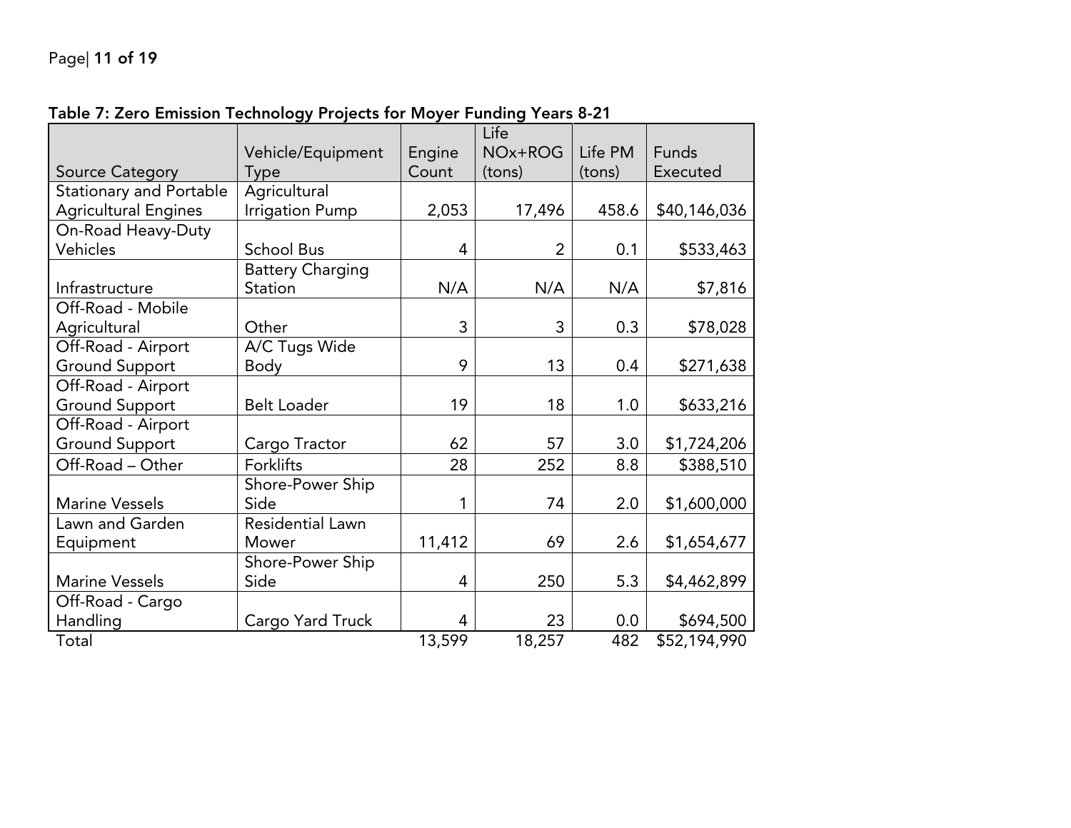**Table 7: Zero Emission Technology Projects for Moyer Funding Years 8-21**

| Source Category | Vehicle/Equipment Type | Engine Count | Life NOx+ROG (tons) | Life PM (tons) | Funds Executed |
|---|---|---|---|---|---|
| Stationary and Portable Agricultural Engines | Agricultural Irrigation Pump | 2,053 | 17,496 | 458.6 | $40,146,036 |
| On-Road Heavy-Duty Vehicles | School Bus | 4 | 2 | 0.1 | $533,463 |
| Infrastructure | Battery Charging Station | N/A | N/A | N/A | $7,816 |
| Off-Road - Mobile Agricultural | Other | 3 | 3 | 0.3 | $78,028 |
| Off-Road - Airport Ground Support | A/C Tugs Wide Body | 9 | 13 | 0.4 | $271,638 |
| Off-Road - Airport Ground Support | Belt Loader | 19 | 18 | 1.0 | $633,216 |
| Off-Road - Airport Ground Support | Cargo Tractor | 62 | 57 | 3.0 | $1,724,206 |
| Off-Road – Other | Forklifts | 28 | 252 | 8.8 | $388,510 |
| Marine Vessels | Shore-Power Ship Side | 1 | 74 | 2.0 | $1,600,000 |
| Lawn and Garden Equipment | Residential Lawn Mower | 11,412 | 69 | 2.6 | $1,654,677 |
| Marine Vessels | Shore-Power Ship Side | 4 | 250 | 5.3 | $4,462,899 |
| Off-Road - Cargo Handling | Cargo Yard Truck | 4 | 23 | 0.0 | $694,500 |
| Total | | 13,599 | 18,257 | 482 | $52,194,990 |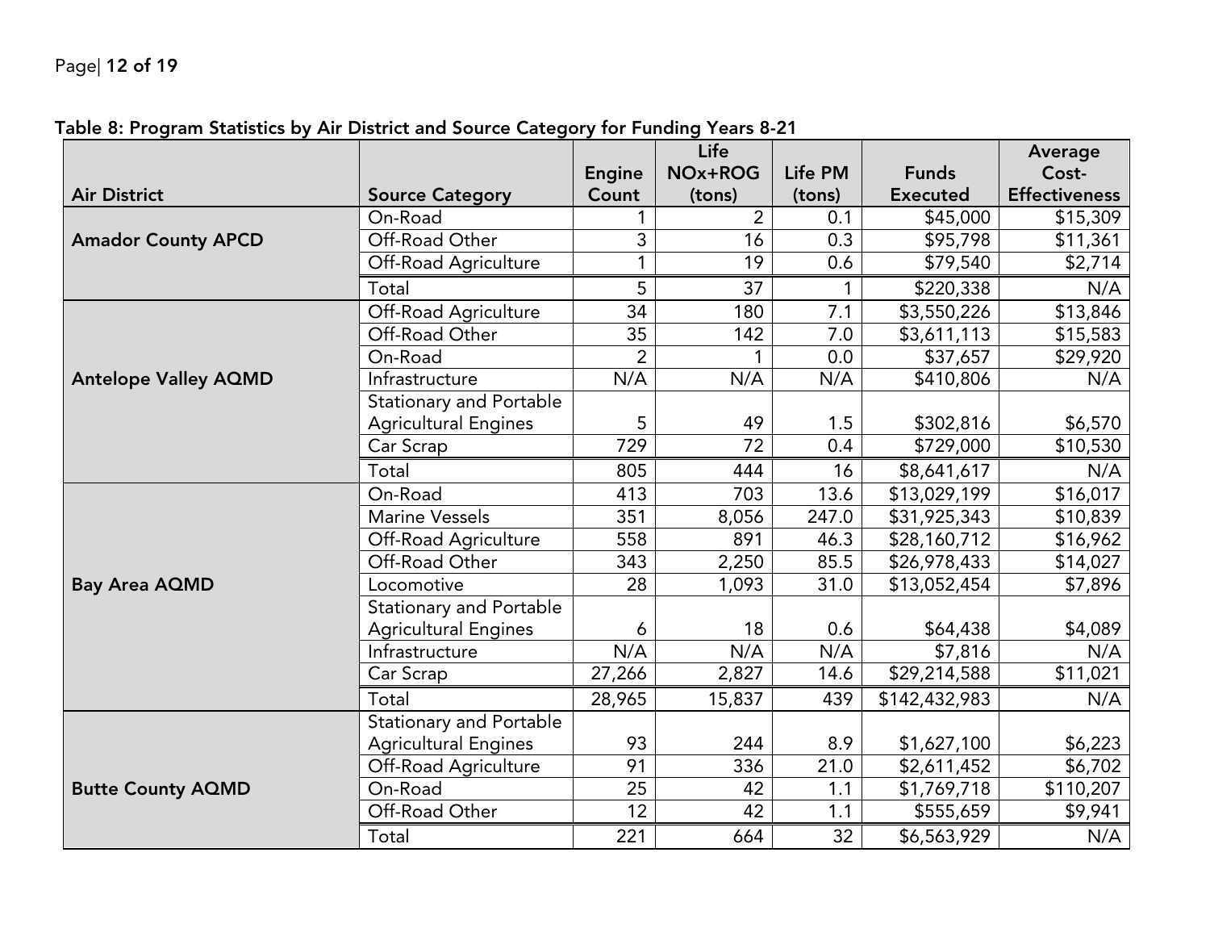**Table 8: Program Statistics by Air District and Source Category for Funding Years 8-21**

| Air District | Source Category | Engine Count | Life NOx+ROG (tons) | Life PM (tons) | Funds Executed | Average Cost-Effectiveness |
|---|---|---|---|---|---|---|
| **Amador County APCD** | On-Road | 1 | 2 | 0.1 | $45,000 | $15,309 |
| | Off-Road Other | 3 | 16 | 0.3 | $95,798 | $11,361 |
| | Off-Road Agriculture | 1 | 19 | 0.6 | $79,540 | $2,714 |
| | Total | 5 | 37 | 1 | $220,338 | N/A |
| **Antelope Valley AQMD** | Off-Road Agriculture | 34 | 180 | 7.1 | $3,550,226 | $13,846 |
| | Off-Road Other | 35 | 142 | 7.0 | $3,611,113 | $15,583 |
| | On-Road | 2 | 1 | 0.0 | $37,657 | $29,920 |
| | Infrastructure | N/A | N/A | N/A | $410,806 | N/A |
| | Stationary and Portable Agricultural Engines | 5 | 49 | 1.5 | $302,816 | $6,570 |
| | Car Scrap | 729 | 72 | 0.4 | $729,000 | $10,530 |
| | Total | 805 | 444 | 16 | $8,641,617 | N/A |
| **Bay Area AQMD** | On-Road | 413 | 703 | 13.6 | $13,029,199 | $16,017 |
| | Marine Vessels | 351 | 8,056 | 247.0 | $31,925,343 | $10,839 |
| | Off-Road Agriculture | 558 | 891 | 46.3 | $28,160,712 | $16,962 |
| | Off-Road Other | 343 | 2,250 | 85.5 | $26,978,433 | $14,027 |
| | Locomotive | 28 | 1,093 | 31.0 | $13,052,454 | $7,896 |
| | Stationary and Portable Agricultural Engines | 6 | 18 | 0.6 | $64,438 | $4,089 |
| | Infrastructure | N/A | N/A | N/A | $7,816 | N/A |
| | Car Scrap | 27,266 | 2,827 | 14.6 | $29,214,588 | $11,021 |
| | Total | 28,965 | 15,837 | 439 | $142,432,983 | N/A |
| **Butte County AQMD** | Stationary and Portable Agricultural Engines | 93 | 244 | 8.9 | $1,627,100 | $6,223 |
| | Off-Road Agriculture | 91 | 336 | 21.0 | $2,611,452 | $6,702 |
| | On-Road | 25 | 42 | 1.1 | $1,769,718 | $110,207 |
| | Off-Road Other | 12 | 42 | 1.1 | $555,659 | $9,941 |
| | Total | 221 | 664 | 32 | $6,563,929 | N/A |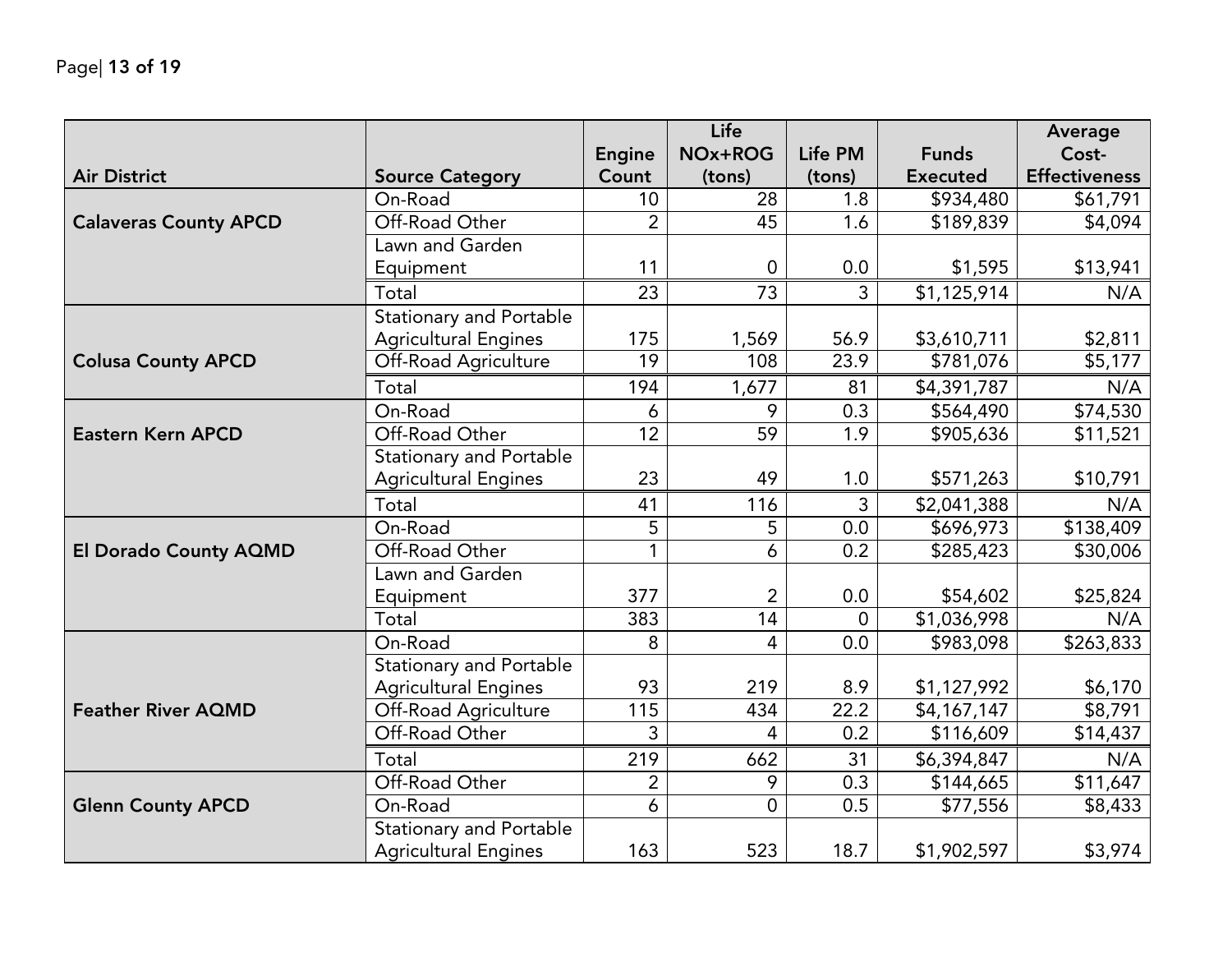| Air District | Source Category | Engine Count | Life NOx+ROG (tons) | Life PM (tons) | Funds Executed | Average Cost-Effectiveness |
|---|---|---|---|---|---|---|
| Calaveras County APCD | On-Road | 10 | 28 | 1.8 | $934,480 | $61,791 |
| | Off-Road Other | 2 | 45 | 1.6 | $189,839 | $4,094 |
| | Lawn and Garden Equipment | 11 | 0 | 0.0 | $1,595 | $13,941 |
| | Total | 23 | 73 | 3 | $1,125,914 | N/A |
| Colusa County APCD | Stationary and Portable Agricultural Engines | 175 | 1,569 | 56.9 | $3,610,711 | $2,811 |
| | Off-Road Agriculture | 19 | 108 | 23.9 | $781,076 | $5,177 |
| | Total | 194 | 1,677 | 81 | $4,391,787 | N/A |
| Eastern Kern APCD | On-Road | 6 | 9 | 0.3 | $564,490 | $74,530 |
| | Off-Road Other | 12 | 59 | 1.9 | $905,636 | $11,521 |
| | Stationary and Portable Agricultural Engines | 23 | 49 | 1.0 | $571,263 | $10,791 |
| | Total | 41 | 116 | 3 | $2,041,388 | N/A |
| El Dorado County AQMD | On-Road | 5 | 5 | 0.0 | $696,973 | $138,409 |
| | Off-Road Other | 1 | 6 | 0.2 | $285,423 | $30,006 |
| | Lawn and Garden Equipment | 377 | 2 | 0.0 | $54,602 | $25,824 |
| | Total | 383 | 14 | 0 | $1,036,998 | N/A |
| Feather River AQMD | On-Road | 8 | 4 | 0.0 | $983,098 | $263,833 |
| | Stationary and Portable Agricultural Engines | 93 | 219 | 8.9 | $1,127,992 | $6,170 |
| | Off-Road Agriculture | 115 | 434 | 22.2 | $4,167,147 | $8,791 |
| | Off-Road Other | 3 | 4 | 0.2 | $116,609 | $14,437 |
| | Total | 219 | 662 | 31 | $6,394,847 | N/A |
| Glenn County APCD | Off-Road Other | 2 | 9 | 0.3 | $144,665 | $11,647 |
| | On-Road | 6 | 0 | 0.5 | $77,556 | $8,433 |
| | Stationary and Portable Agricultural Engines | 163 | 523 | 18.7 | $1,902,597 | $3,974 |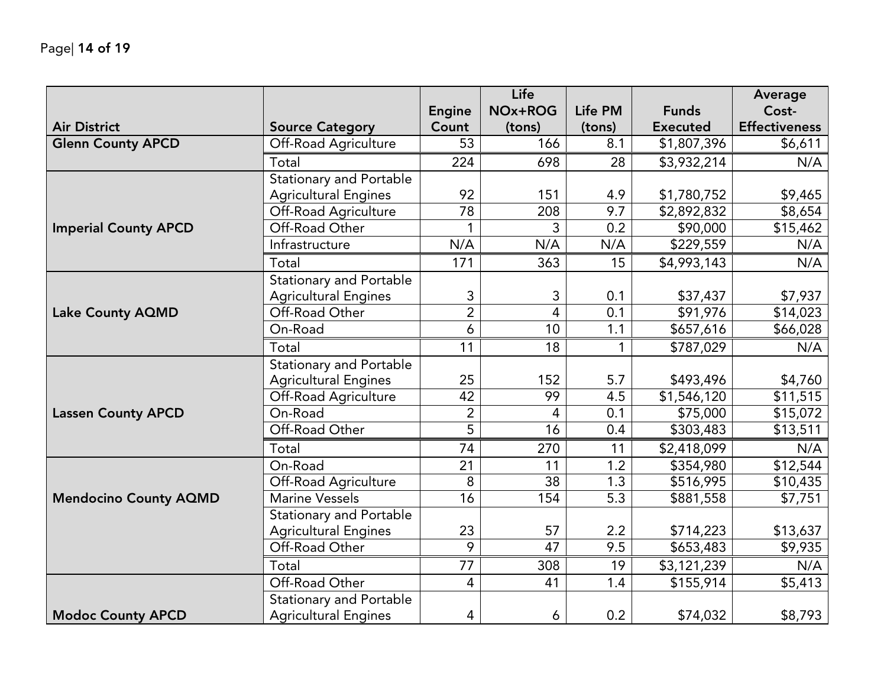| Air District | Source Category | Engine Count | Life NOx+ROG (tons) | Life PM (tons) | Funds Executed | Average Cost-Effectiveness |
|---|---|---|---|---|---|---|
| Glenn County APCD | Off-Road Agriculture | 53 | 166 | 8.1 | $1,807,396 | $6,611 |
| | Total | 224 | 698 | 28 | $3,932,214 | N/A |
| Imperial County APCD | Stationary and Portable Agricultural Engines | 92 | 151 | 4.9 | $1,780,752 | $9,465 |
| | Off-Road Agriculture | 78 | 208 | 9.7 | $2,892,832 | $8,654 |
| | Off-Road Other | 1 | 3 | 0.2 | $90,000 | $15,462 |
| | Infrastructure | N/A | N/A | N/A | $229,559 | N/A |
| | Total | 171 | 363 | 15 | $4,993,143 | N/A |
| Lake County AQMD | Stationary and Portable Agricultural Engines | 3 | 3 | 0.1 | $37,437 | $7,937 |
| | Off-Road Other | 2 | 4 | 0.1 | $91,976 | $14,023 |
| | On-Road | 6 | 10 | 1.1 | $657,616 | $66,028 |
| | Total | 11 | 18 | 1 | $787,029 | N/A |
| Lassen County APCD | Stationary and Portable Agricultural Engines | 25 | 152 | 5.7 | $493,496 | $4,760 |
| | Off-Road Agriculture | 42 | 99 | 4.5 | $1,546,120 | $11,515 |
| | On-Road | 2 | 4 | 0.1 | $75,000 | $15,072 |
| | Off-Road Other | 5 | 16 | 0.4 | $303,483 | $13,511 |
| | Total | 74 | 270 | 11 | $2,418,099 | N/A |
| Mendocino County AQMD | On-Road | 21 | 11 | 1.2 | $354,980 | $12,544 |
| | Off-Road Agriculture | 8 | 38 | 1.3 | $516,995 | $10,435 |
| | Marine Vessels | 16 | 154 | 5.3 | $881,558 | $7,751 |
| | Stationary and Portable Agricultural Engines | 23 | 57 | 2.2 | $714,223 | $13,637 |
| | Off-Road Other | 9 | 47 | 9.5 | $653,483 | $9,935 |
| | Total | 77 | 308 | 19 | $3,121,239 | N/A |
| Modoc County APCD | Off-Road Other | 4 | 41 | 1.4 | $155,914 | $5,413 |
| | Stationary and Portable Agricultural Engines | 4 | 6 | 0.2 | $74,032 | $8,793 |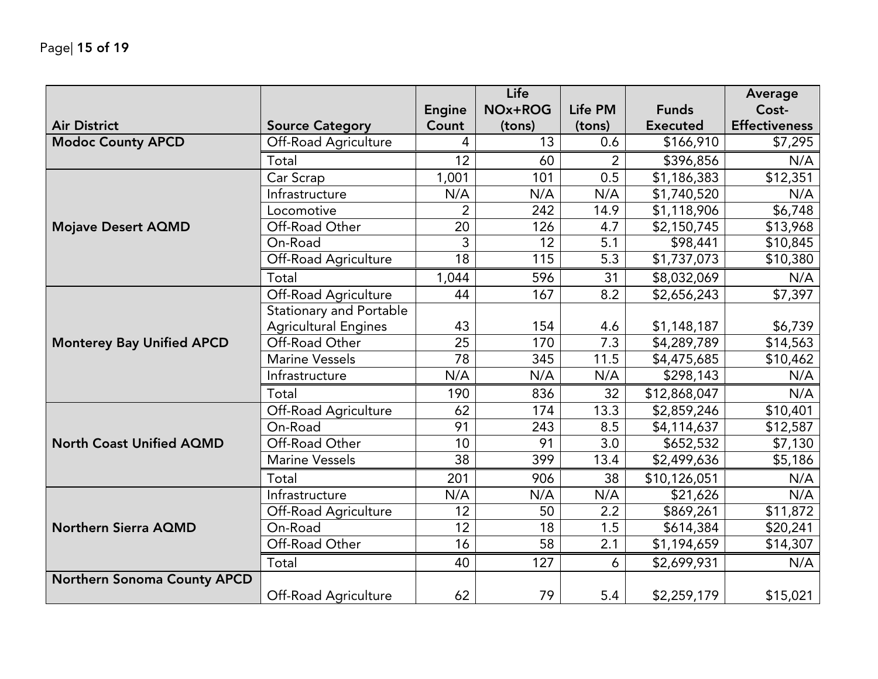| Air District | Source Category | Engine Count | Life NOx+ROG (tons) | Life PM (tons) | Funds Executed | Average Cost-Effectiveness |
|---|---|---|---|---|---|---|
| **Modoc County APCD** | Off-Road Agriculture | 4 | 13 | 0.6 | $166,910 | $7,295 |
| | Total | 12 | 60 | 2 | $396,856 | N/A |
| **Mojave Desert AQMD** | Car Scrap | 1,001 | 101 | 0.5 | $1,186,383 | $12,351 |
| | Infrastructure | N/A | N/A | N/A | $1,740,520 | N/A |
| | Locomotive | 2 | 242 | 14.9 | $1,118,906 | $6,748 |
| | Off-Road Other | 20 | 126 | 4.7 | $2,150,745 | $13,968 |
| | On-Road | 3 | 12 | 5.1 | $98,441 | $10,845 |
| | Off-Road Agriculture | 18 | 115 | 5.3 | $1,737,073 | $10,380 |
| | Total | 1,044 | 596 | 31 | $8,032,069 | N/A |
| **Monterey Bay Unified APCD** | Off-Road Agriculture | 44 | 167 | 8.2 | $2,656,243 | $7,397 |
| | Stationary and Portable Agricultural Engines | 43 | 154 | 4.6 | $1,148,187 | $6,739 |
| | Off-Road Other | 25 | 170 | 7.3 | $4,289,789 | $14,563 |
| | Marine Vessels | 78 | 345 | 11.5 | $4,475,685 | $10,462 |
| | Infrastructure | N/A | N/A | N/A | $298,143 | N/A |
| | Total | 190 | 836 | 32 | $12,868,047 | N/A |
| **North Coast Unified AQMD** | Off-Road Agriculture | 62 | 174 | 13.3 | $2,859,246 | $10,401 |
| | On-Road | 91 | 243 | 8.5 | $4,114,637 | $12,587 |
| | Off-Road Other | 10 | 91 | 3.0 | $652,532 | $7,130 |
| | Marine Vessels | 38 | 399 | 13.4 | $2,499,636 | $5,186 |
| | Total | 201 | 906 | 38 | $10,126,051 | N/A |
| **Northern Sierra AQMD** | Infrastructure | N/A | N/A | N/A | $21,626 | N/A |
| | Off-Road Agriculture | 12 | 50 | 2.2 | $869,261 | $11,872 |
| | On-Road | 12 | 18 | 1.5 | $614,384 | $20,241 |
| | Off-Road Other | 16 | 58 | 2.1 | $1,194,659 | $14,307 |
| | Total | 40 | 127 | 6 | $2,699,931 | N/A |
| **Northern Sonoma County APCD** | Off-Road Agriculture | 62 | 79 | 5.4 | $2,259,179 | $15,021 |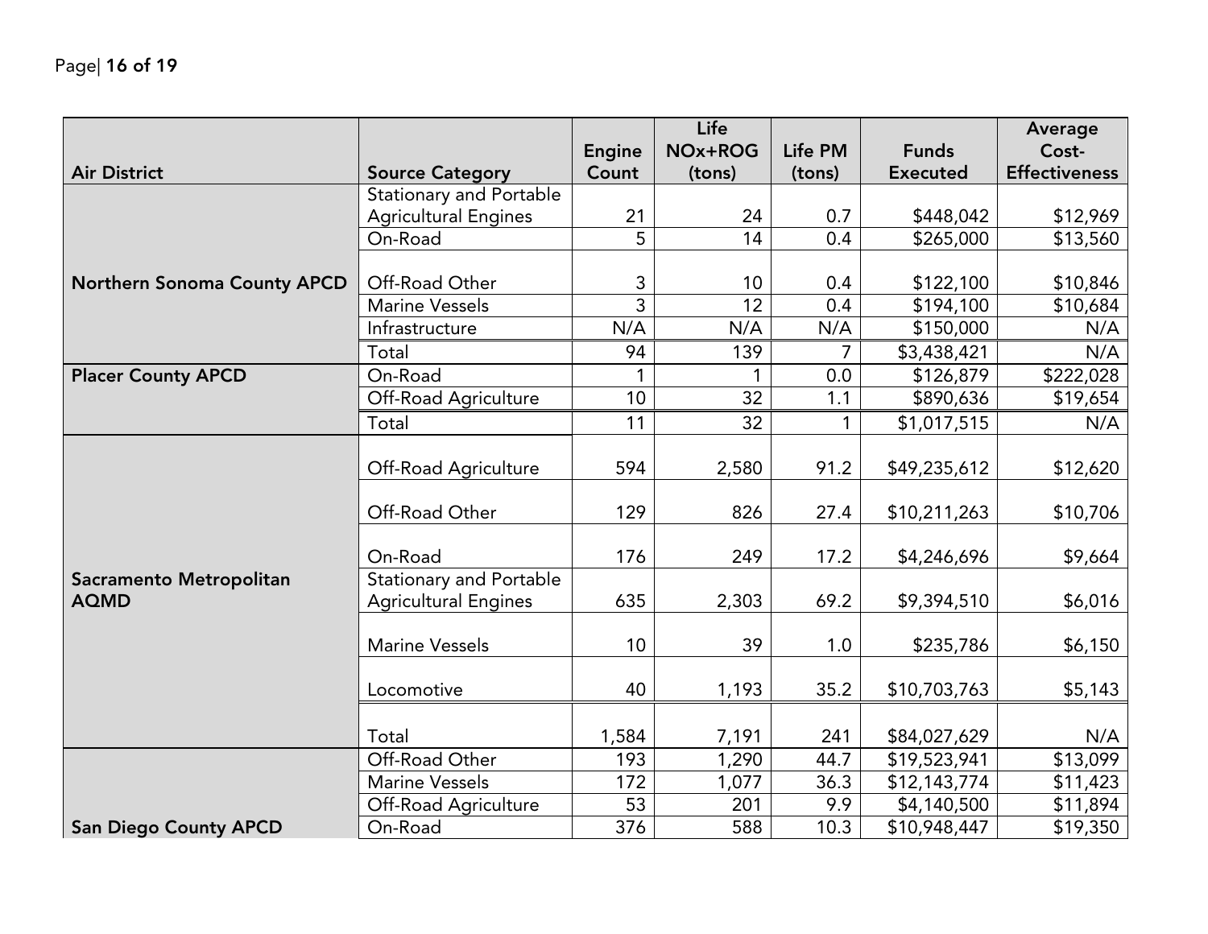| Air District | Source Category | Engine Count | Life NOx+ROG (tons) | Life PM (tons) | Funds Executed | Average Cost-Effectiveness |
|---|---|---|---|---|---|---|
| Northern Sonoma County APCD | Stationary and Portable Agricultural Engines | 21 | 24 | 0.7 | $448,042 | $12,969 |
| | On-Road | 5 | 14 | 0.4 | $265,000 | $13,560 |
| | Off-Road Other | 3 | 10 | 0.4 | $122,100 | $10,846 |
| | Marine Vessels | 3 | 12 | 0.4 | $194,100 | $10,684 |
| | Infrastructure | N/A | N/A | N/A | $150,000 | N/A |
| | Total | 94 | 139 | 7 | $3,438,421 | N/A |
| Placer County APCD | On-Road | 1 | 1 | 0.0 | $126,879 | $222,028 |
| | Off-Road Agriculture | 10 | 32 | 1.1 | $890,636 | $19,654 |
| | Total | 11 | 32 | 1 | $1,017,515 | N/A |
| Sacramento Metropolitan AQMD | Off-Road Agriculture | 594 | 2,580 | 91.2 | $49,235,612 | $12,620 |
| | Off-Road Other | 129 | 826 | 27.4 | $10,211,263 | $10,706 |
| | On-Road | 176 | 249 | 17.2 | $4,246,696 | $9,664 |
| | Stationary and Portable Agricultural Engines | 635 | 2,303 | 69.2 | $9,394,510 | $6,016 |
| | Marine Vessels | 10 | 39 | 1.0 | $235,786 | $6,150 |
| | Locomotive | 40 | 1,193 | 35.2 | $10,703,763 | $5,143 |
| | Total | 1,584 | 7,191 | 241 | $84,027,629 | N/A |
| San Diego County APCD | Off-Road Other | 193 | 1,290 | 44.7 | $19,523,941 | $13,099 |
| | Marine Vessels | 172 | 1,077 | 36.3 | $12,143,774 | $11,423 |
| | Off-Road Agriculture | 53 | 201 | 9.9 | $4,140,500 | $11,894 |
| | On-Road | 376 | 588 | 10.3 | $10,948,447 | $19,350 |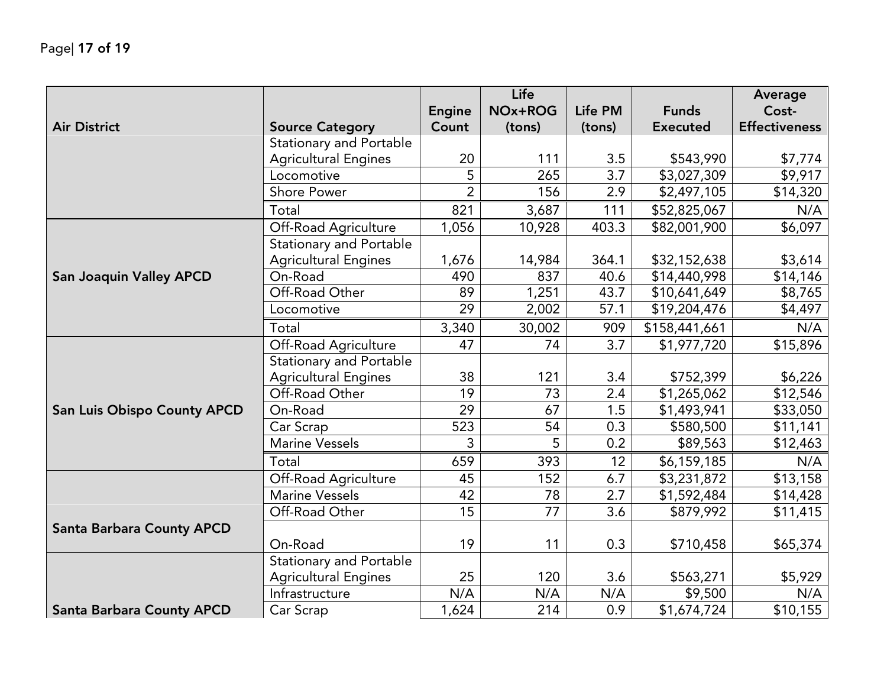| Air District | Source Category | Engine Count | Life NOx+ROG (tons) | Life PM (tons) | Funds Executed | Average Cost-Effectiveness |
|---|---|---|---|---|---|---|
| | Stationary and Portable Agricultural Engines | 20 | 111 | 3.5 | $543,990 | $7,774 |
| | Locomotive | 5 | 265 | 3.7 | $3,027,309 | $9,917 |
| | Shore Power | 2 | 156 | 2.9 | $2,497,105 | $14,320 |
| | Total | 821 | 3,687 | 111 | $52,825,067 | N/A |
| San Joaquin Valley APCD | Off-Road Agriculture | 1,056 | 10,928 | 403.3 | $82,001,900 | $6,097 |
| | Stationary and Portable Agricultural Engines | 1,676 | 14,984 | 364.1 | $32,152,638 | $3,614 |
| | On-Road | 490 | 837 | 40.6 | $14,440,998 | $14,146 |
| | Off-Road Other | 89 | 1,251 | 43.7 | $10,641,649 | $8,765 |
| | Locomotive | 29 | 2,002 | 57.1 | $19,204,476 | $4,497 |
| | Total | 3,340 | 30,002 | 909 | $158,441,661 | N/A |
| San Luis Obispo County APCD | Off-Road Agriculture | 47 | 74 | 3.7 | $1,977,720 | $15,896 |
| | Stationary and Portable Agricultural Engines | 38 | 121 | 3.4 | $752,399 | $6,226 |
| | Off-Road Other | 19 | 73 | 2.4 | $1,265,062 | $12,546 |
| | On-Road | 29 | 67 | 1.5 | $1,493,941 | $33,050 |
| | Car Scrap | 523 | 54 | 0.3 | $580,500 | $11,141 |
| | Marine Vessels | 3 | 5 | 0.2 | $89,563 | $12,463 |
| | Total | 659 | 393 | 12 | $6,159,185 | N/A |
| Santa Barbara County APCD | Off-Road Agriculture | 45 | 152 | 6.7 | $3,231,872 | $13,158 |
| | Marine Vessels | 42 | 78 | 2.7 | $1,592,484 | $14,428 |
| | Off-Road Other | 15 | 77 | 3.6 | $879,992 | $11,415 |
| | On-Road | 19 | 11 | 0.3 | $710,458 | $65,374 |
| Santa Barbara County APCD | Stationary and Portable Agricultural Engines | 25 | 120 | 3.6 | $563,271 | $5,929 |
| | Infrastructure | N/A | N/A | N/A | $9,500 | N/A |
| | Car Scrap | 1,624 | 214 | 0.9 | $1,674,724 | $10,155 |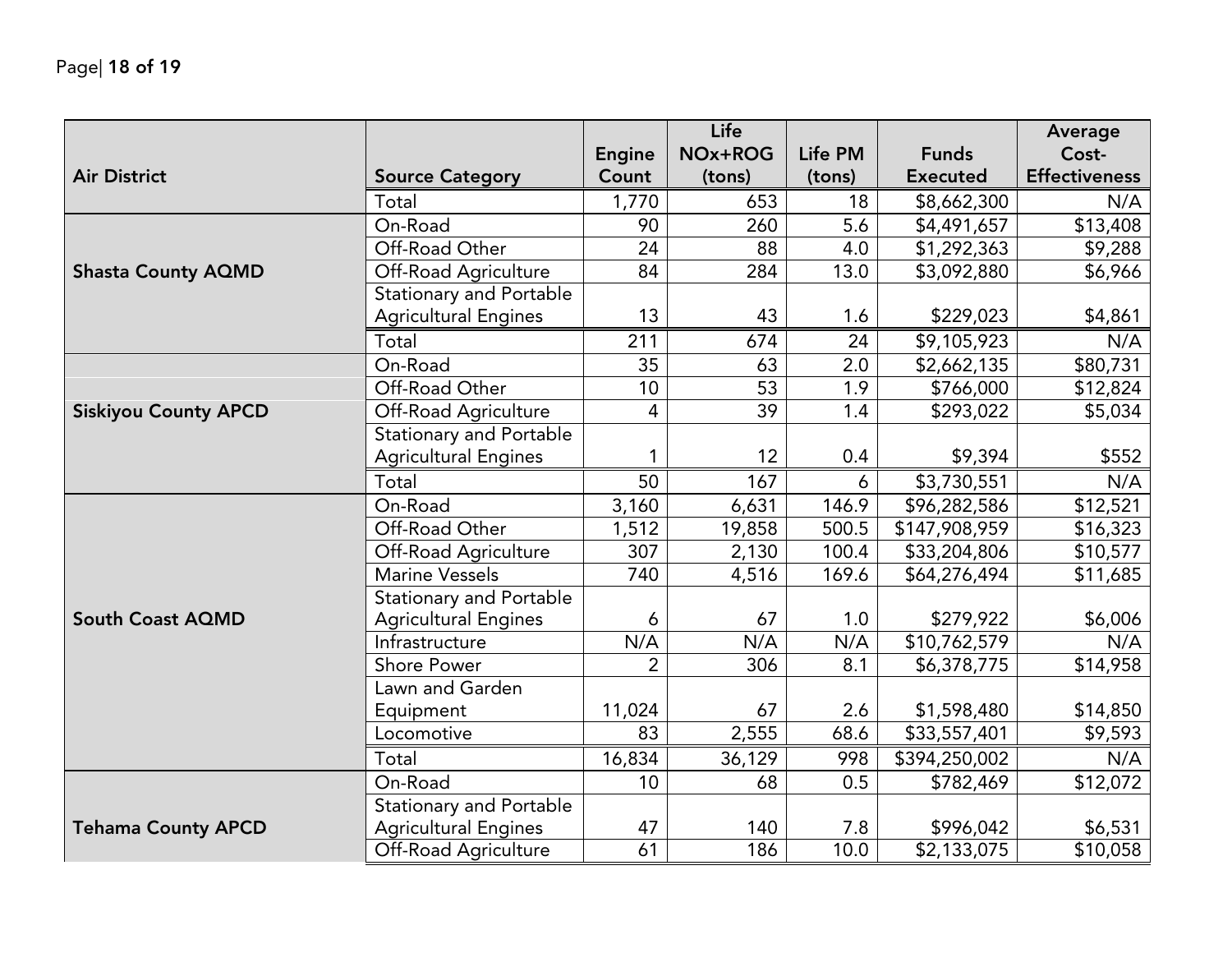| Air District | Source Category | Engine Count | Life NOx+ROG (tons) | Life PM (tons) | Funds Executed | Average Cost-Effectiveness |
|---|---|---|---|---|---|---|
| | Total | 1,770 | 653 | 18 | $8,662,300 | N/A |
| Shasta County AQMD | On-Road | 90 | 260 | 5.6 | $4,491,657 | $13,408 |
| | Off-Road Other | 24 | 88 | 4.0 | $1,292,363 | $9,288 |
| | Off-Road Agriculture | 84 | 284 | 13.0 | $3,092,880 | $6,966 |
| | Stationary and Portable Agricultural Engines | 13 | 43 | 1.6 | $229,023 | $4,861 |
| | Total | 211 | 674 | 24 | $9,105,923 | N/A |
| Siskiyou County APCD | On-Road | 35 | 63 | 2.0 | $2,662,135 | $80,731 |
| | Off-Road Other | 10 | 53 | 1.9 | $766,000 | $12,824 |
| | Off-Road Agriculture | 4 | 39 | 1.4 | $293,022 | $5,034 |
| | Stationary and Portable Agricultural Engines | 1 | 12 | 0.4 | $9,394 | $552 |
| | Total | 50 | 167 | 6 | $3,730,551 | N/A |
| South Coast AQMD | On-Road | 3,160 | 6,631 | 146.9 | $96,282,586 | $12,521 |
| | Off-Road Other | 1,512 | 19,858 | 500.5 | $147,908,959 | $16,323 |
| | Off-Road Agriculture | 307 | 2,130 | 100.4 | $33,204,806 | $10,577 |
| | Marine Vessels | 740 | 4,516 | 169.6 | $64,276,494 | $11,685 |
| | Stationary and Portable Agricultural Engines | 6 | 67 | 1.0 | $279,922 | $6,006 |
| | Infrastructure | N/A | N/A | N/A | $10,762,579 | N/A |
| | Shore Power | 2 | 306 | 8.1 | $6,378,775 | $14,958 |
| | Lawn and Garden Equipment | 11,024 | 67 | 2.6 | $1,598,480 | $14,850 |
| | Locomotive | 83 | 2,555 | 68.6 | $33,557,401 | $9,593 |
| | Total | 16,834 | 36,129 | 998 | $394,250,002 | N/A |
| Tehama County APCD | On-Road | 10 | 68 | 0.5 | $782,469 | $12,072 |
| | Stationary and Portable Agricultural Engines | 47 | 140 | 7.8 | $996,042 | $6,531 |
| | Off-Road Agriculture | 61 | 186 | 10.0 | $2,133,075 | $10,058 |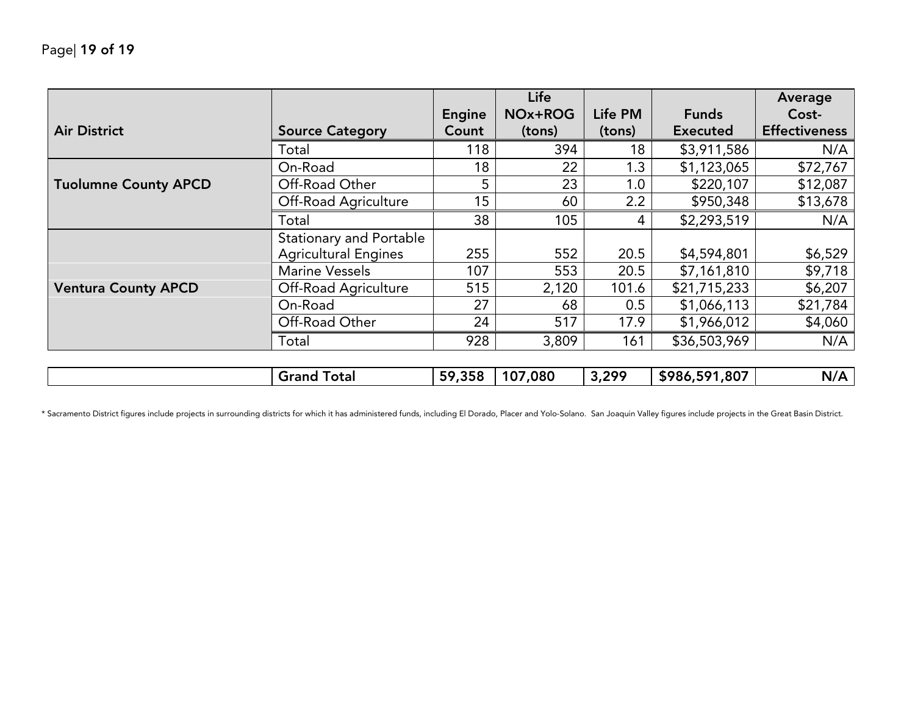| Air District | Source Category | Engine Count | Life NOx+ROG (tons) | Life PM (tons) | Funds Executed | Average Cost-Effectiveness |
|---|---|---|---|---|---|---|
| | Total | 118 | 394 | 18 | $3,911,586 | N/A |
| **Tuolumne County APCD** | On-Road | 18 | 22 | 1.3 | $1,123,065 | $72,767 |
| | Off-Road Other | 5 | 23 | 1.0 | $220,107 | $12,087 |
| | Off-Road Agriculture | 15 | 60 | 2.2 | $950,348 | $13,678 |
| | Total | 38 | 105 | 4 | $2,293,519 | N/A |
| **Ventura County APCD** | Stationary and Portable Agricultural Engines | 255 | 552 | 20.5 | $4,594,801 | $6,529 |
| | Marine Vessels | 107 | 553 | 20.5 | $7,161,810 | $9,718 |
| | Off-Road Agriculture | 515 | 2,120 | 101.6 | $21,715,233 | $6,207 |
| | On-Road | 27 | 68 | 0.5 | $1,066,113 | $21,784 |
| | Off-Road Other | 24 | 517 | 17.9 | $1,966,012 | $4,060 |
| | Total | 928 | 3,809 | 161 | $36,503,969 | N/A |
| | **Grand Total** | **59,358** | **107,080** | **3,299** | **$986,591,807** | **N/A** |

* Sacramento District figures include projects in surrounding districts for which it has administered funds, including El Dorado, Placer and Yolo-Solano. San Joaquin Valley figures include projects in the Great Basin District.